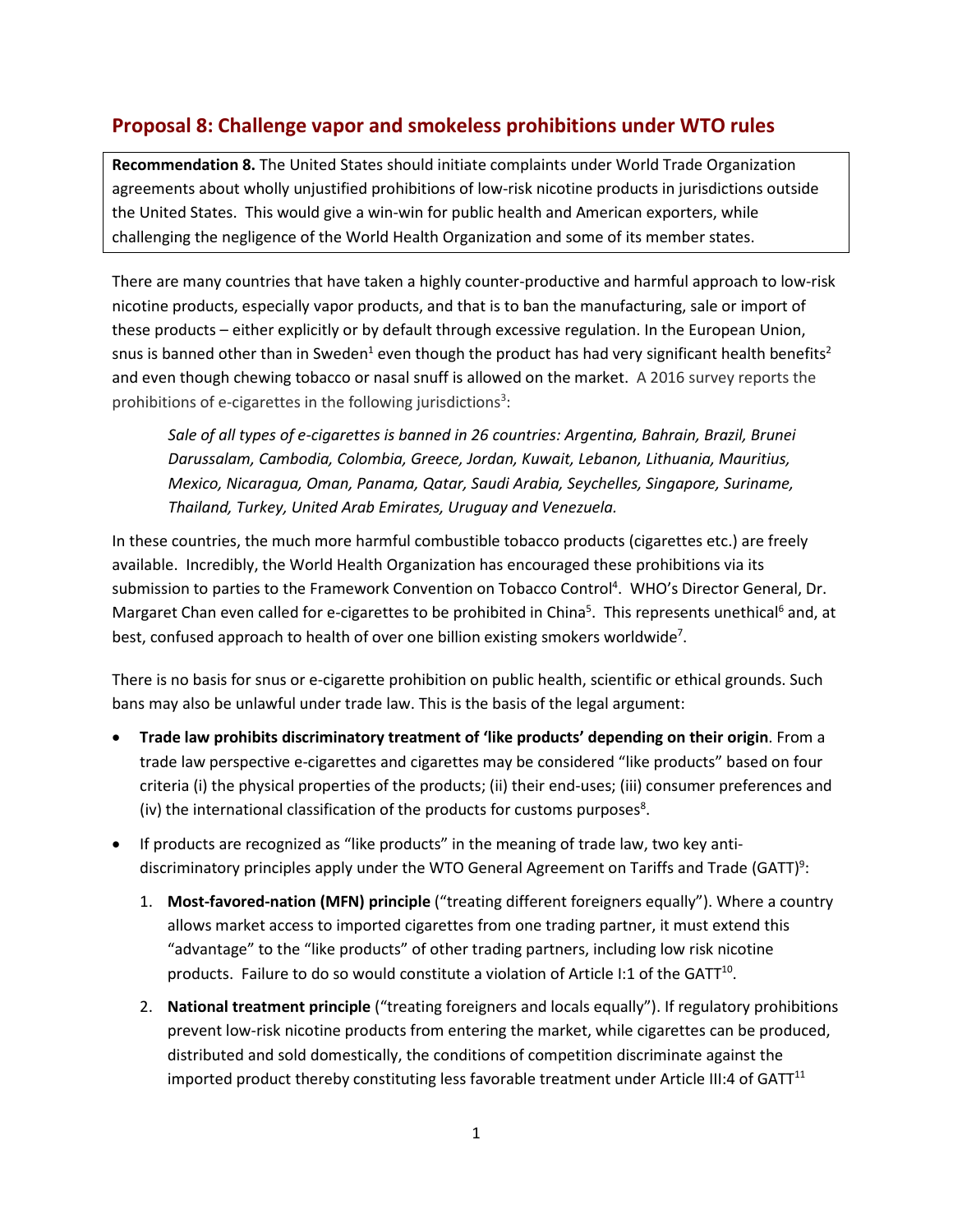## Proposal 8: Challenge vapor and smokeless prohibitions under WTO rules

**Recommendation 8.** The United States should initiate complaints under World Trade Organization agreements about wholly unjustified prohibitions of low-risk nicotine products in jurisdictions outside the United States. This would give a win-win for public health and American exporters, while challenging the negligence of the World Health Organization and some of its member states.

There are many countries that have taken a highly counter-productive and harmful approach to low-risk nicotine products, especially vapor products, and that is to ban the manufacturing, sale or import of these products – either explicitly or by default through excessive regulation. In the European Union, snus is banned other than in Sweden[1] even though the product has had very significant health benefits[2] and even though chewing tobacco or nasal snuff is allowed on the market. A 2016 survey reports the prohibitions of e-cigarettes in the following jurisdictions[3]:

> *Sale of all types of e-cigarettes is banned in 26 countries: Argentina, Bahrain, Brazil, Brunei Darussalam, Cambodia, Colombia, Greece, Jordan, Kuwait, Lebanon, Lithuania, Mauritius, Mexico, Nicaragua, Oman, Panama, Qatar, Saudi Arabia, Seychelles, Singapore, Suriname, Thailand, Turkey, United Arab Emirates, Uruguay and Venezuela.*

In these countries, the much more harmful combustible tobacco products (cigarettes etc.) are freely available. Incredibly, the World Health Organization has encouraged these prohibitions via its submission to parties to the Framework Convention on Tobacco Control[4]. WHO's Director General, Dr. Margaret Chan even called for e-cigarettes to be prohibited in China[5]. This represents unethical[6] and, at best, confused approach to health of over one billion existing smokers worldwide[7].

There is no basis for snus or e-cigarette prohibition on public health, scientific or ethical grounds. Such bans may also be unlawful under trade law. This is the basis of the legal argument:

- **Trade law prohibits discriminatory treatment of 'like products' depending on their origin**. From a trade law perspective e-cigarettes and cigarettes may be considered "like products" based on four criteria (i) the physical properties of the products; (ii) their end-uses; (iii) consumer preferences and (iv) the international classification of the products for customs purposes[8].
- If products are recognized as "like products" in the meaning of trade law, two key anti-discriminatory principles apply under the WTO General Agreement on Tariffs and Trade (GATT)[9]:
  1. **Most-favored-nation (MFN) principle** ("treating different foreigners equally"). Where a country allows market access to imported cigarettes from one trading partner, it must extend this "advantage" to the "like products" of other trading partners, including low risk nicotine products. Failure to do so would constitute a violation of Article I:1 of the GATT[10].
  2. **National treatment principle** ("treating foreigners and locals equally"). If regulatory prohibitions prevent low-risk nicotine products from entering the market, while cigarettes can be produced, distributed and sold domestically, the conditions of competition discriminate against the imported product thereby constituting less favorable treatment under Article III:4 of GATT[11]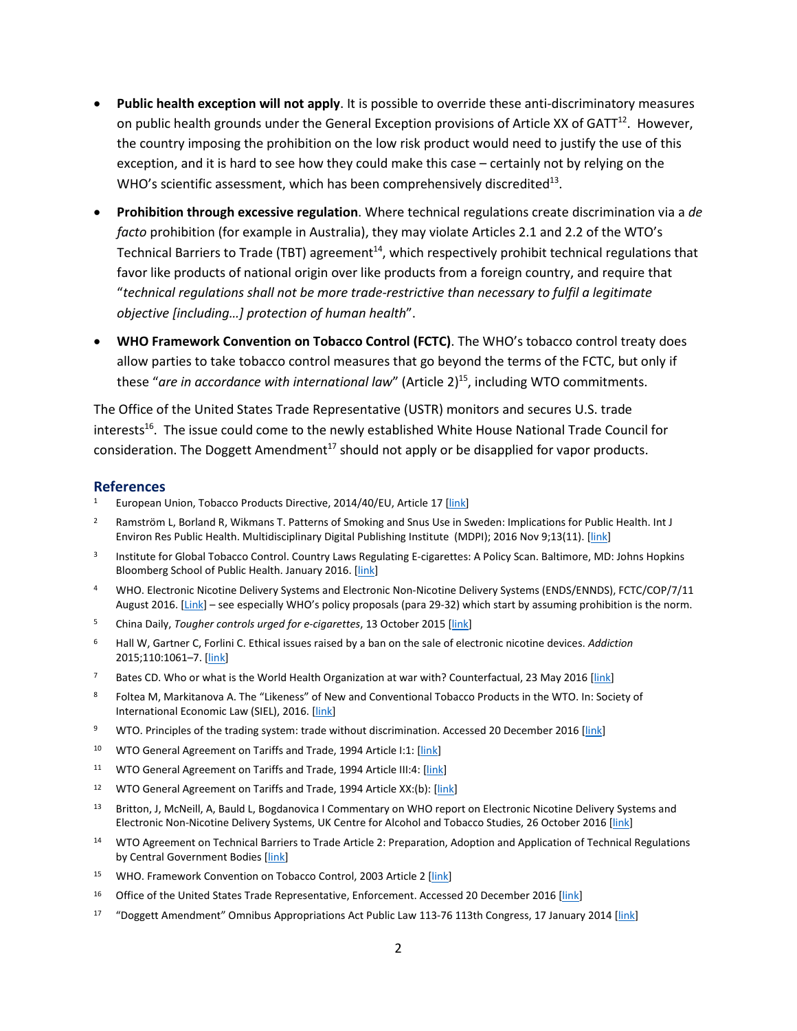- **Public health exception will not apply**. It is possible to override these anti-discriminatory measures on public health grounds under the General Exception provisions of Article XX of GATT[12]. However, the country imposing the prohibition on the low risk product would need to justify the use of this exception, and it is hard to see how they could make this case – certainly not by relying on the WHO's scientific assessment, which has been comprehensively discredited[13].
- **Prohibition through excessive regulation**. Where technical regulations create discrimination via a *de facto* prohibition (for example in Australia), they may violate Articles 2.1 and 2.2 of the WTO's Technical Barriers to Trade (TBT) agreement[14], which respectively prohibit technical regulations that favor like products of national origin over like products from a foreign country, and require that "*technical regulations shall not be more trade-restrictive than necessary to fulfil a legitimate objective [including…] protection of human health*".
- **WHO Framework Convention on Tobacco Control (FCTC)**. The WHO's tobacco control treaty does allow parties to take tobacco control measures that go beyond the terms of the FCTC, but only if these "*are in accordance with international law*" (Article 2)[15], including WTO commitments.

The Office of the United States Trade Representative (USTR) monitors and secures U.S. trade interests[16]. The issue could come to the newly established White House National Trade Council for consideration. The Doggett Amendment[17] should not apply or be disapplied for vapor products.

## References

1. European Union, Tobacco Products Directive, 2014/40/EU, Article 17 [link]
2. Ramström L, Borland R, Wikmans T. Patterns of Smoking and Snus Use in Sweden: Implications for Public Health. Int J Environ Res Public Health. Multidisciplinary Digital Publishing Institute (MDPI); 2016 Nov 9;13(11). [link]
3. Institute for Global Tobacco Control. Country Laws Regulating E-cigarettes: A Policy Scan. Baltimore, MD: Johns Hopkins Bloomberg School of Public Health. January 2016. [link]
4. WHO. Electronic Nicotine Delivery Systems and Electronic Non-Nicotine Delivery Systems (ENDS/ENNDS), FCTC/COP/7/11 August 2016. [Link] – see especially WHO's policy proposals (para 29-32) which start by assuming prohibition is the norm.
5. China Daily, *Tougher controls urged for e-cigarettes*, 13 October 2015 [link]
6. Hall W, Gartner C, Forlini C. Ethical issues raised by a ban on the sale of electronic nicotine devices. *Addiction* 2015;110:1061–7. [link]
7. Bates CD. Who or what is the World Health Organization at war with? Counterfactual, 23 May 2016 [link]
8. Foltea M, Markitanova A. The "Likeness" of New and Conventional Tobacco Products in the WTO. In: Society of International Economic Law (SIEL), 2016. [link]
9. WTO. Principles of the trading system: trade without discrimination. Accessed 20 December 2016 [link]
10. WTO General Agreement on Tariffs and Trade, 1994 Article I:1: [link]
11. WTO General Agreement on Tariffs and Trade, 1994 Article III:4: [link]
12. WTO General Agreement on Tariffs and Trade, 1994 Article XX:(b): [link]
13. Britton, J, McNeill, A, Bauld L, Bogdanovica I Commentary on WHO report on Electronic Nicotine Delivery Systems and Electronic Non-Nicotine Delivery Systems, UK Centre for Alcohol and Tobacco Studies, 26 October 2016 [link]
14. WTO Agreement on Technical Barriers to Trade Article 2: Preparation, Adoption and Application of Technical Regulations by Central Government Bodies [link]
15. WHO. Framework Convention on Tobacco Control, 2003 Article 2 [link]
16. Office of the United States Trade Representative, Enforcement. Accessed 20 December 2016 [link]
17. "Doggett Amendment" Omnibus Appropriations Act Public Law 113-76 113th Congress, 17 January 2014 [link]